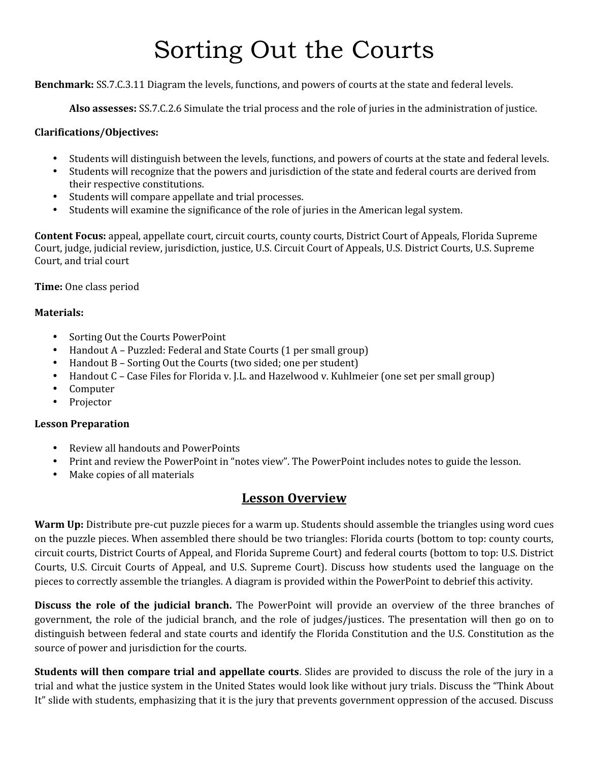# Sorting Out the Courts

**Benchmark:** SS.7.C.3.11 Diagram the levels, functions, and powers of courts at the state and federal levels.

**Also assesses:** SS.7.C.2.6 Simulate the trial process and the role of juries in the administration of justice.

**Clarifications/Objectives:**

- Students will distinguish between the levels, functions, and powers of courts at the state and federal levels.
- Students will recognize that the powers and jurisdiction of the state and federal courts are derived from their respective constitutions.
- Students will compare appellate and trial processes.
- Students will examine the significance of the role of juries in the American legal system.

**Content Focus:** appeal, appellate court, circuit courts, county courts, District Court of Appeals, Florida Supreme Court, judge, judicial review, jurisdiction, justice, U.S. Circuit Court of Appeals, U.S. District Courts, U.S. Supreme Court, and trial court

**Time:** One class period

**Materials:**

- Sorting Out the Courts PowerPoint
- Handout A – Puzzled: Federal and State Courts (1 per small group)
- Handout B – Sorting Out the Courts (two sided; one per student)
- Handout C – Case Files for Florida v. J.L. and Hazelwood v. Kuhlmeier (one set per small group)
- Computer
- Projector

**Lesson Preparation**

- Review all handouts and PowerPoints
- Print and review the PowerPoint in "notes view". The PowerPoint includes notes to guide the lesson.
- Make copies of all materials

## Lesson Overview

**Warm Up:** Distribute pre-cut puzzle pieces for a warm up. Students should assemble the triangles using word cues on the puzzle pieces. When assembled there should be two triangles: Florida courts (bottom to top: county courts, circuit courts, District Courts of Appeal, and Florida Supreme Court) and federal courts (bottom to top: U.S. District Courts, U.S. Circuit Courts of Appeal, and U.S. Supreme Court). Discuss how students used the language on the pieces to correctly assemble the triangles. A diagram is provided within the PowerPoint to debrief this activity.

**Discuss the role of the judicial branch.** The PowerPoint will provide an overview of the three branches of government, the role of the judicial branch, and the role of judges/justices. The presentation will then go on to distinguish between federal and state courts and identify the Florida Constitution and the U.S. Constitution as the source of power and jurisdiction for the courts.

**Students will then compare trial and appellate courts**. Slides are provided to discuss the role of the jury in a trial and what the justice system in the United States would look like without jury trials. Discuss the "Think About It" slide with students, emphasizing that it is the jury that prevents government oppression of the accused. Discuss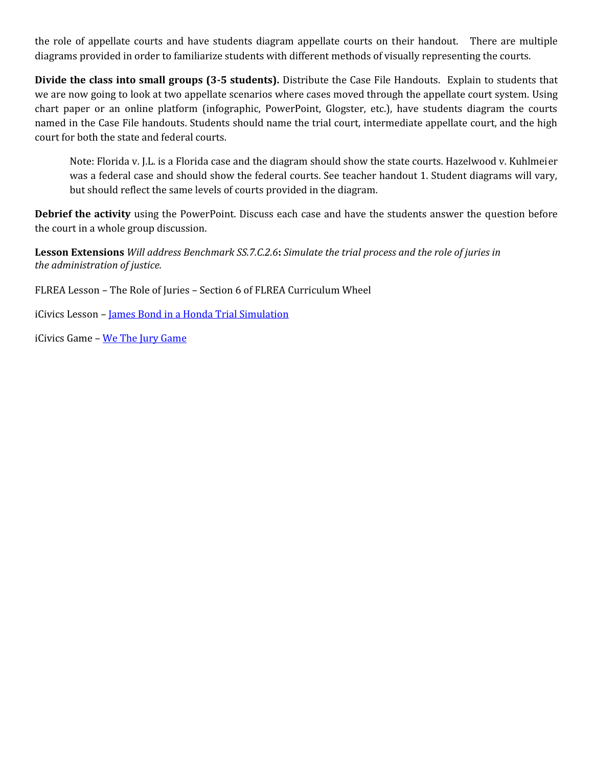the role of appellate courts and have students diagram appellate courts on their handout. There are multiple diagrams provided in order to familiarize students with different methods of visually representing the courts.

**Divide the class into small groups (3-5 students).** Distribute the Case File Handouts. Explain to students that we are now going to look at two appellate scenarios where cases moved through the appellate court system. Using chart paper or an online platform (infographic, PowerPoint, Glogster, etc.), have students diagram the courts named in the Case File handouts. Students should name the trial court, intermediate appellate court, and the high court for both the state and federal courts.

> Note: Florida v. J.L. is a Florida case and the diagram should show the state courts. Hazelwood v. Kuhlmeier was a federal case and should show the federal courts. See teacher handout 1. Student diagrams will vary, but should reflect the same levels of courts provided in the diagram.

**Debrief the activity** using the PowerPoint. Discuss each case and have the students answer the question before the court in a whole group discussion.

**Lesson Extensions** *Will address Benchmark SS.7.C.2.6***:** *Simulate the trial process and the role of juries in the administration of justice.*

FLREA Lesson – The Role of Juries – Section 6 of FLREA Curriculum Wheel

iCivics Lesson – James Bond in a Honda Trial Simulation

iCivics Game – We The Jury Game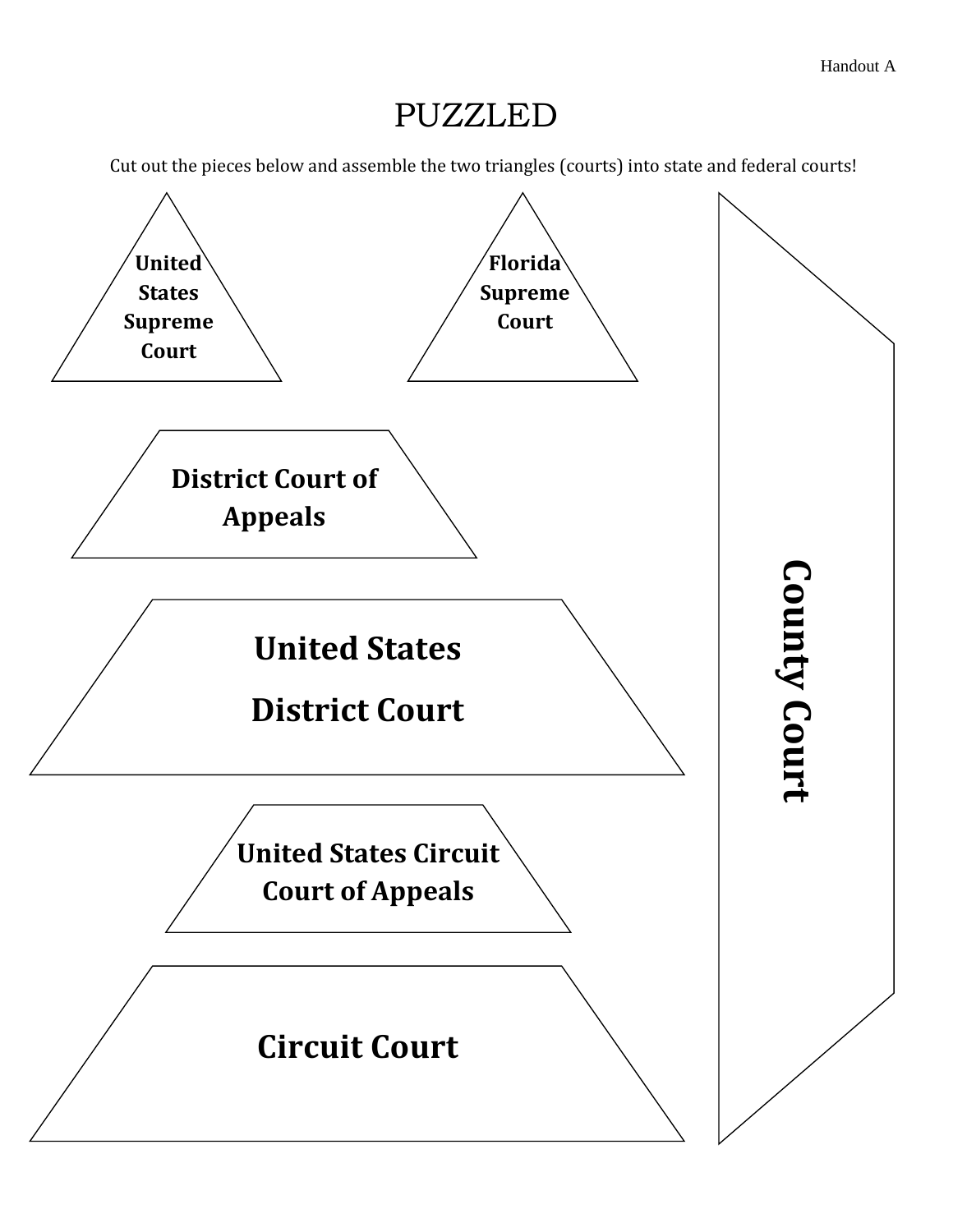# PUZZLED

Cut out the pieces below and assemble the two triangles (courts) into state and federal courts!

**United States Supreme Court**

**Florida Supreme Court**

**District Court of Appeals**

**United States District Court**

**United States Circuit Court of Appeals**

**Circuit Court**

**County Court**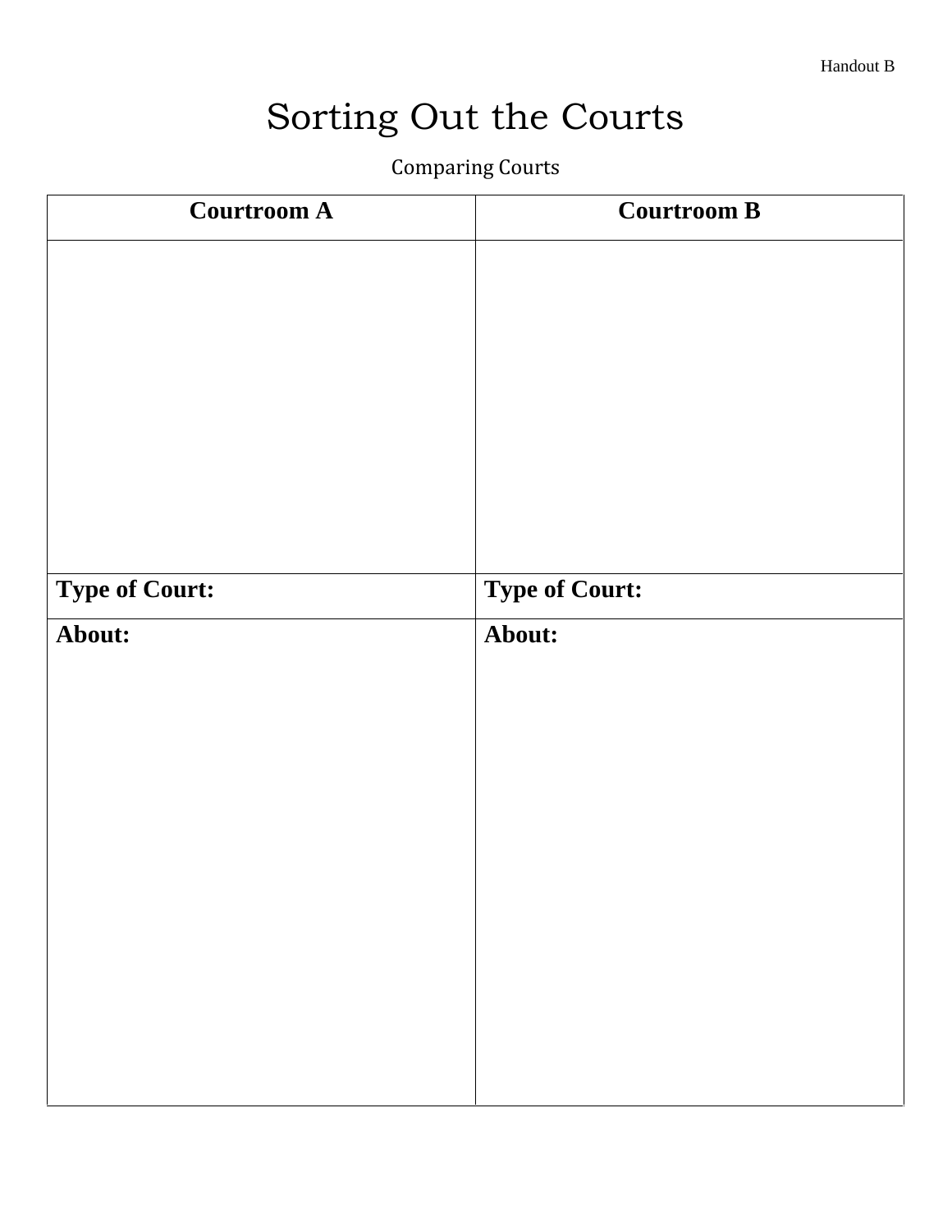Handout B

# Sorting Out the Courts

## Comparing Courts

| Courtroom A | Courtroom B |
| --- | --- |
| | |
| **Type of Court:** | **Type of Court:** |
| **About:** | **About:** |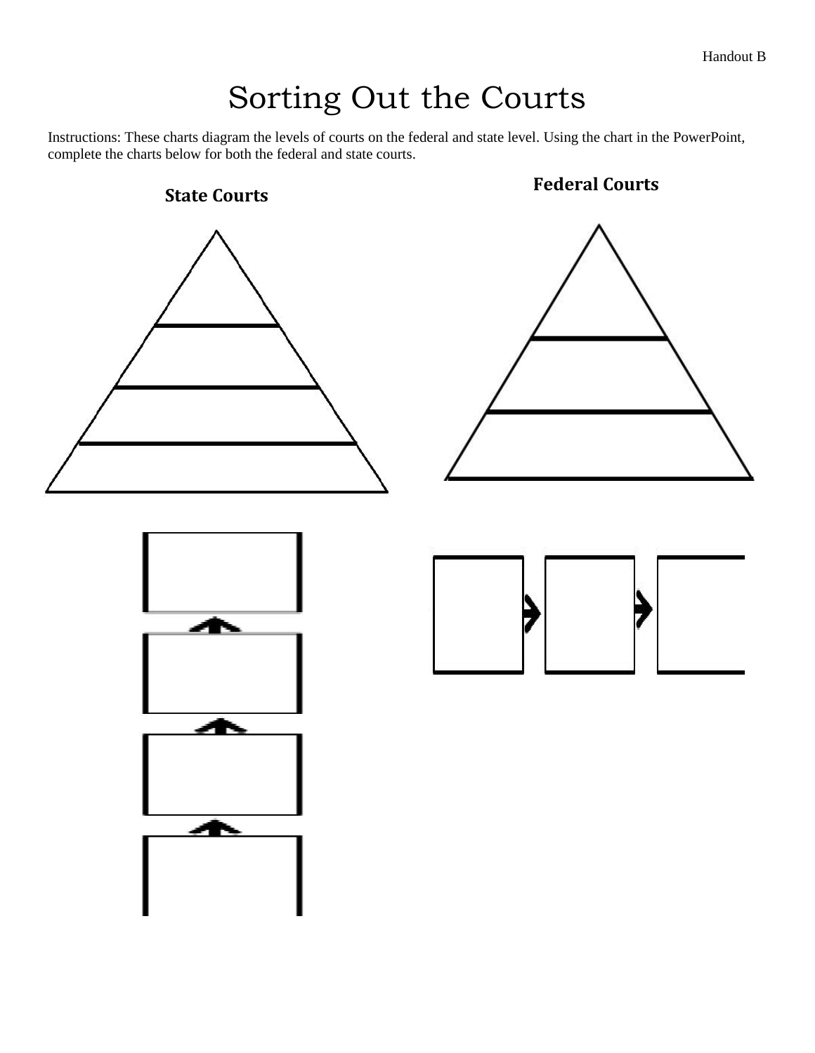# Sorting Out the Courts

Instructions: These charts diagram the levels of courts on the federal and state level. Using the chart in the PowerPoint, complete the charts below for both the federal and state courts.

**State Courts**

**Federal Courts**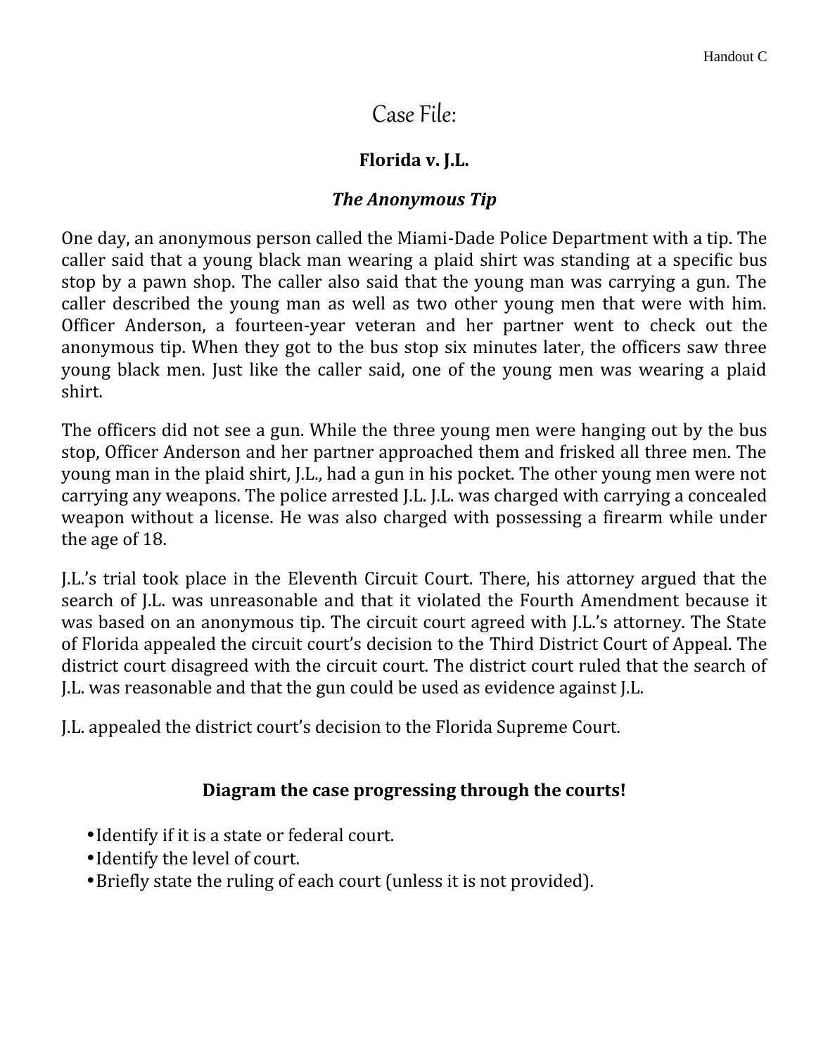# Case File:

## Florida v. J.L.

### *The Anonymous Tip*

One day, an anonymous person called the Miami-Dade Police Department with a tip. The caller said that a young black man wearing a plaid shirt was standing at a specific bus stop by a pawn shop. The caller also said that the young man was carrying a gun. The caller described the young man as well as two other young men that were with him. Officer Anderson, a fourteen-year veteran and her partner went to check out the anonymous tip. When they got to the bus stop six minutes later, the officers saw three young black men. Just like the caller said, one of the young men was wearing a plaid shirt.

The officers did not see a gun. While the three young men were hanging out by the bus stop, Officer Anderson and her partner approached them and frisked all three men. The young man in the plaid shirt, J.L., had a gun in his pocket. The other young men were not carrying any weapons. The police arrested J.L. J.L. was charged with carrying a concealed weapon without a license. He was also charged with possessing a firearm while under the age of 18.

J.L.'s trial took place in the Eleventh Circuit Court. There, his attorney argued that the search of J.L. was unreasonable and that it violated the Fourth Amendment because it was based on an anonymous tip. The circuit court agreed with J.L.'s attorney. The State of Florida appealed the circuit court's decision to the Third District Court of Appeal. The district court disagreed with the circuit court. The district court ruled that the search of J.L. was reasonable and that the gun could be used as evidence against J.L.

J.L. appealed the district court's decision to the Florida Supreme Court.

**Diagram the case progressing through the courts!**

- Identify if it is a state or federal court.
- Identify the level of court.
- Briefly state the ruling of each court (unless it is not provided).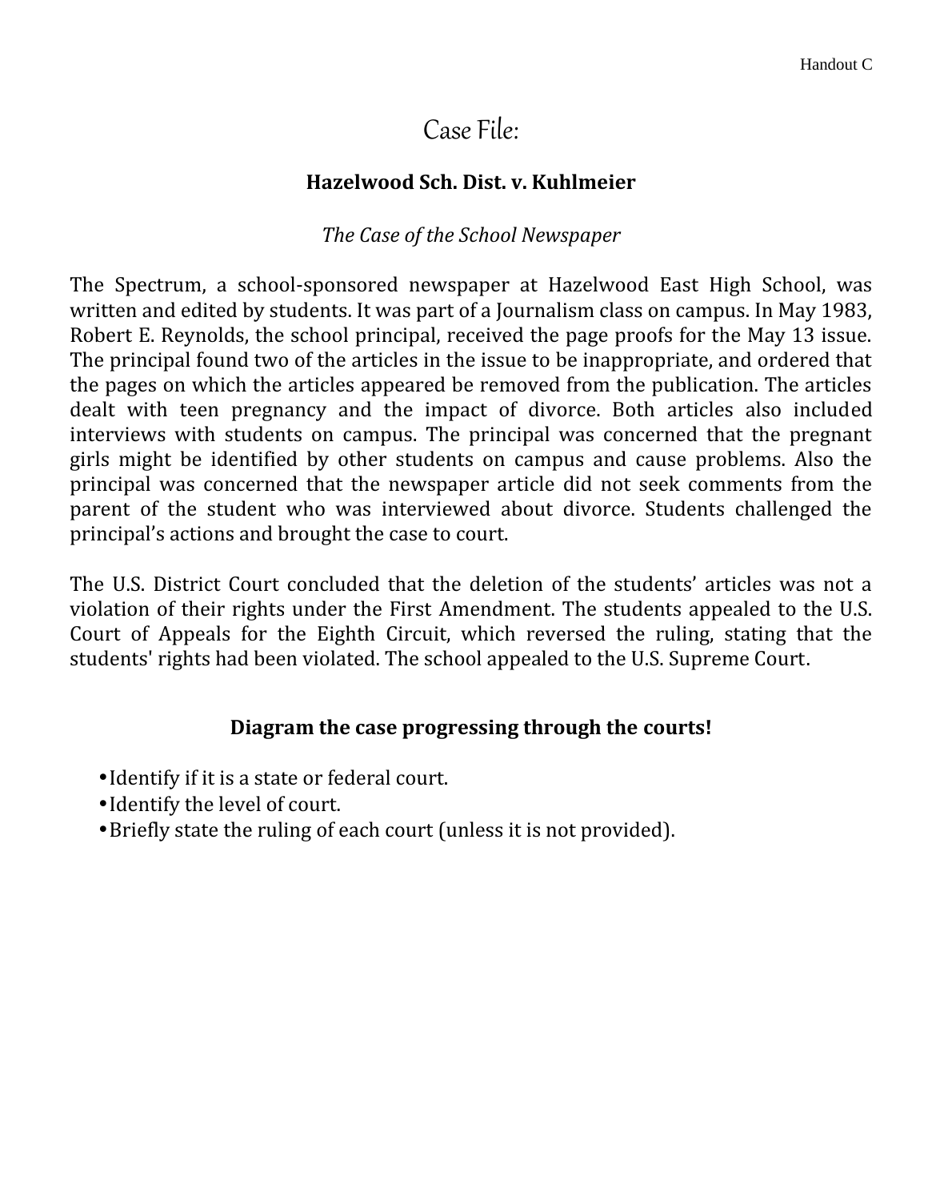Handout C

# Case File:

## Hazelwood Sch. Dist. v. Kuhlmeier

*The Case of the School Newspaper*

The Spectrum, a school-sponsored newspaper at Hazelwood East High School, was written and edited by students. It was part of a Journalism class on campus. In May 1983, Robert E. Reynolds, the school principal, received the page proofs for the May 13 issue. The principal found two of the articles in the issue to be inappropriate, and ordered that the pages on which the articles appeared be removed from the publication. The articles dealt with teen pregnancy and the impact of divorce. Both articles also included interviews with students on campus. The principal was concerned that the pregnant girls might be identified by other students on campus and cause problems. Also the principal was concerned that the newspaper article did not seek comments from the parent of the student who was interviewed about divorce. Students challenged the principal's actions and brought the case to court.

The U.S. District Court concluded that the deletion of the students' articles was not a violation of their rights under the First Amendment. The students appealed to the U.S. Court of Appeals for the Eighth Circuit, which reversed the ruling, stating that the students' rights had been violated. The school appealed to the U.S. Supreme Court.

**Diagram the case progressing through the courts!**

- Identify if it is a state or federal court.
- Identify the level of court.
- Briefly state the ruling of each court (unless it is not provided).